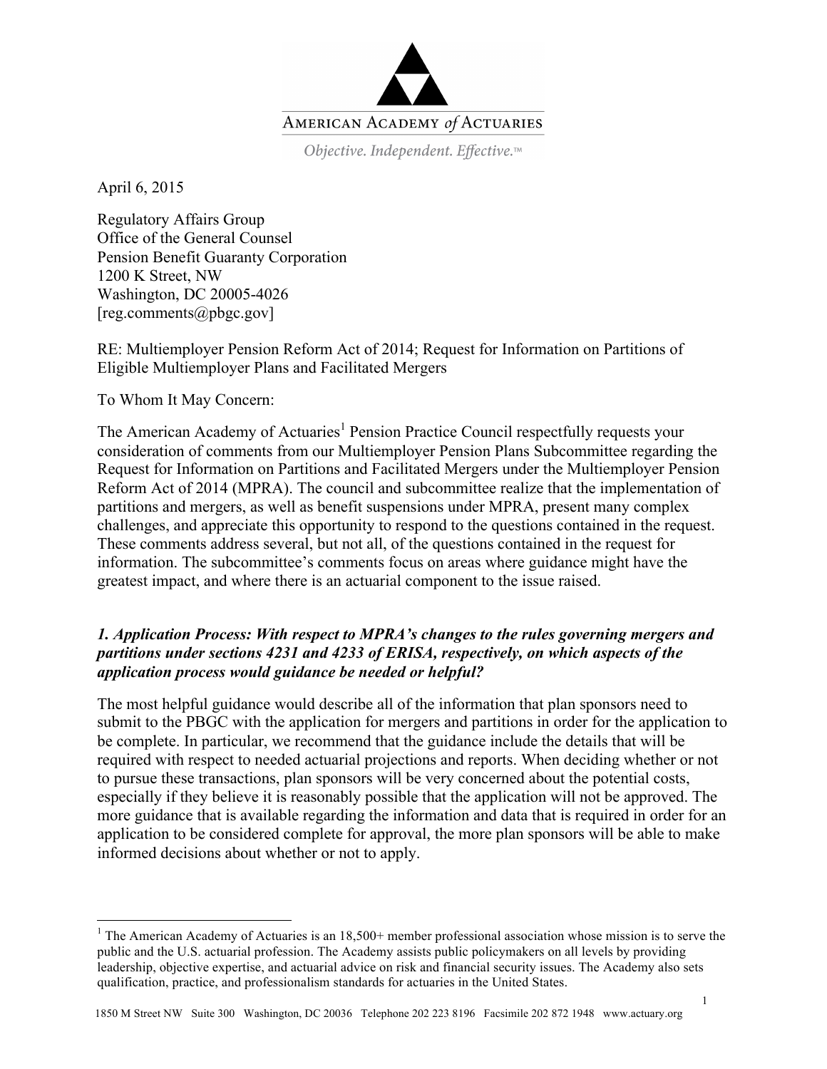AMERICAN ACADEMY *of* ACTUARIES

*Objective. Independent. Effective.™*

April 6, 2015

Regulatory Affairs Group
Office of the General Counsel
Pension Benefit Guaranty Corporation
1200 K Street, NW
Washington, DC 20005-4026
[reg.comments@pbgc.gov]

RE: Multiemployer Pension Reform Act of 2014; Request for Information on Partitions of Eligible Multiemployer Plans and Facilitated Mergers

To Whom It May Concern:

The American Academy of Actuaries[1] Pension Practice Council respectfully requests your consideration of comments from our Multiemployer Pension Plans Subcommittee regarding the Request for Information on Partitions and Facilitated Mergers under the Multiemployer Pension Reform Act of 2014 (MPRA). The council and subcommittee realize that the implementation of partitions and mergers, as well as benefit suspensions under MPRA, present many complex challenges, and appreciate this opportunity to respond to the questions contained in the request. These comments address several, but not all, of the questions contained in the request for information. The subcommittee's comments focus on areas where guidance might have the greatest impact, and where there is an actuarial component to the issue raised.

### *1. Application Process: With respect to MPRA's changes to the rules governing mergers and partitions under sections 4231 and 4233 of ERISA, respectively, on which aspects of the application process would guidance be needed or helpful?*

The most helpful guidance would describe all of the information that plan sponsors need to submit to the PBGC with the application for mergers and partitions in order for the application to be complete. In particular, we recommend that the guidance include the details that will be required with respect to needed actuarial projections and reports. When deciding whether or not to pursue these transactions, plan sponsors will be very concerned about the potential costs, especially if they believe it is reasonably possible that the application will not be approved. The more guidance that is available regarding the information and data that is required in order for an application to be considered complete for approval, the more plan sponsors will be able to make informed decisions about whether or not to apply.

[1] The American Academy of Actuaries is an 18,500+ member professional association whose mission is to serve the public and the U.S. actuarial profession. The Academy assists public policymakers on all levels by providing leadership, objective expertise, and actuarial advice on risk and financial security issues. The Academy also sets qualification, practice, and professionalism standards for actuaries in the United States.

1850 M Street NW Suite 300 Washington, DC 20036 Telephone 202 223 8196 Facsimile 202 872 1948 www.actuary.org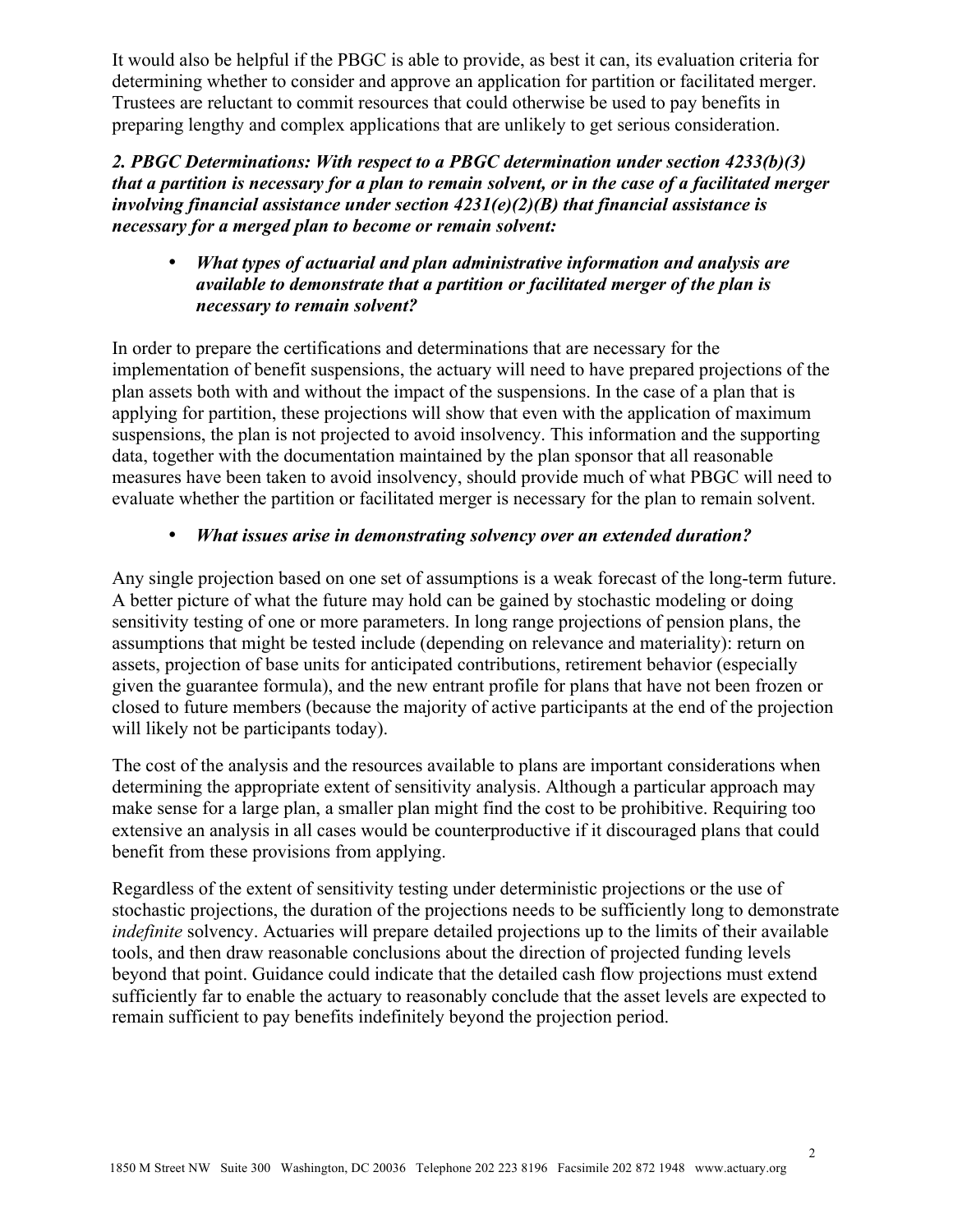It would also be helpful if the PBGC is able to provide, as best it can, its evaluation criteria for determining whether to consider and approve an application for partition or facilitated merger. Trustees are reluctant to commit resources that could otherwise be used to pay benefits in preparing lengthy and complex applications that are unlikely to get serious consideration.

***2. PBGC Determinations: With respect to a PBGC determination under section 4233(b)(3) that a partition is necessary for a plan to remain solvent, or in the case of a facilitated merger involving financial assistance under section 4231(e)(2)(B) that financial assistance is necessary for a merged plan to become or remain solvent:***

- ***What types of actuarial and plan administrative information and analysis are available to demonstrate that a partition or facilitated merger of the plan is necessary to remain solvent?***

In order to prepare the certifications and determinations that are necessary for the implementation of benefit suspensions, the actuary will need to have prepared projections of the plan assets both with and without the impact of the suspensions. In the case of a plan that is applying for partition, these projections will show that even with the application of maximum suspensions, the plan is not projected to avoid insolvency. This information and the supporting data, together with the documentation maintained by the plan sponsor that all reasonable measures have been taken to avoid insolvency, should provide much of what PBGC will need to evaluate whether the partition or facilitated merger is necessary for the plan to remain solvent.

- ***What issues arise in demonstrating solvency over an extended duration?***

Any single projection based on one set of assumptions is a weak forecast of the long-term future. A better picture of what the future may hold can be gained by stochastic modeling or doing sensitivity testing of one or more parameters. In long range projections of pension plans, the assumptions that might be tested include (depending on relevance and materiality): return on assets, projection of base units for anticipated contributions, retirement behavior (especially given the guarantee formula), and the new entrant profile for plans that have not been frozen or closed to future members (because the majority of active participants at the end of the projection will likely not be participants today).

The cost of the analysis and the resources available to plans are important considerations when determining the appropriate extent of sensitivity analysis. Although a particular approach may make sense for a large plan, a smaller plan might find the cost to be prohibitive. Requiring too extensive an analysis in all cases would be counterproductive if it discouraged plans that could benefit from these provisions from applying.

Regardless of the extent of sensitivity testing under deterministic projections or the use of stochastic projections, the duration of the projections needs to be sufficiently long to demonstrate *indefinite* solvency. Actuaries will prepare detailed projections up to the limits of their available tools, and then draw reasonable conclusions about the direction of projected funding levels beyond that point. Guidance could indicate that the detailed cash flow projections must extend sufficiently far to enable the actuary to reasonably conclude that the asset levels are expected to remain sufficient to pay benefits indefinitely beyond the projection period.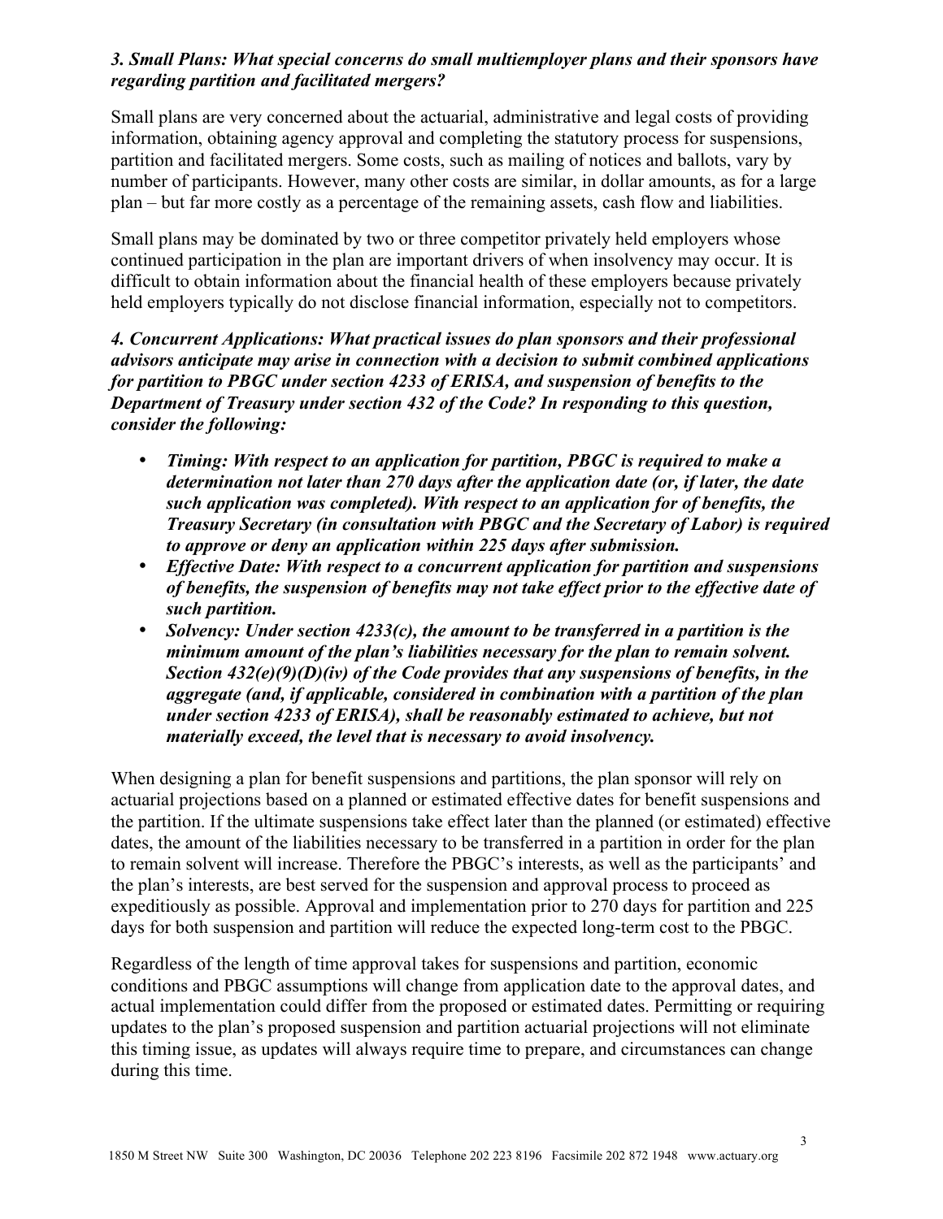***3. Small Plans: What special concerns do small multiemployer plans and their sponsors have regarding partition and facilitated mergers?***

Small plans are very concerned about the actuarial, administrative and legal costs of providing information, obtaining agency approval and completing the statutory process for suspensions, partition and facilitated mergers. Some costs, such as mailing of notices and ballots, vary by number of participants. However, many other costs are similar, in dollar amounts, as for a large plan – but far more costly as a percentage of the remaining assets, cash flow and liabilities.

Small plans may be dominated by two or three competitor privately held employers whose continued participation in the plan are important drivers of when insolvency may occur. It is difficult to obtain information about the financial health of these employers because privately held employers typically do not disclose financial information, especially not to competitors.

***4. Concurrent Applications: What practical issues do plan sponsors and their professional advisors anticipate may arise in connection with a decision to submit combined applications for partition to PBGC under section 4233 of ERISA, and suspension of benefits to the Department of Treasury under section 432 of the Code? In responding to this question, consider the following:***

- ***Timing: With respect to an application for partition, PBGC is required to make a determination not later than 270 days after the application date (or, if later, the date such application was completed). With respect to an application for of benefits, the Treasury Secretary (in consultation with PBGC and the Secretary of Labor) is required to approve or deny an application within 225 days after submission.***
- ***Effective Date: With respect to a concurrent application for partition and suspensions of benefits, the suspension of benefits may not take effect prior to the effective date of such partition.***
- ***Solvency: Under section 4233(c), the amount to be transferred in a partition is the minimum amount of the plan's liabilities necessary for the plan to remain solvent. Section 432(e)(9)(D)(iv) of the Code provides that any suspensions of benefits, in the aggregate (and, if applicable, considered in combination with a partition of the plan under section 4233 of ERISA), shall be reasonably estimated to achieve, but not materially exceed, the level that is necessary to avoid insolvency.***

When designing a plan for benefit suspensions and partitions, the plan sponsor will rely on actuarial projections based on a planned or estimated effective dates for benefit suspensions and the partition. If the ultimate suspensions take effect later than the planned (or estimated) effective dates, the amount of the liabilities necessary to be transferred in a partition in order for the plan to remain solvent will increase. Therefore the PBGC's interests, as well as the participants' and the plan's interests, are best served for the suspension and approval process to proceed as expeditiously as possible. Approval and implementation prior to 270 days for partition and 225 days for both suspension and partition will reduce the expected long-term cost to the PBGC.

Regardless of the length of time approval takes for suspensions and partition, economic conditions and PBGC assumptions will change from application date to the approval dates, and actual implementation could differ from the proposed or estimated dates. Permitting or requiring updates to the plan's proposed suspension and partition actuarial projections will not eliminate this timing issue, as updates will always require time to prepare, and circumstances can change during this time.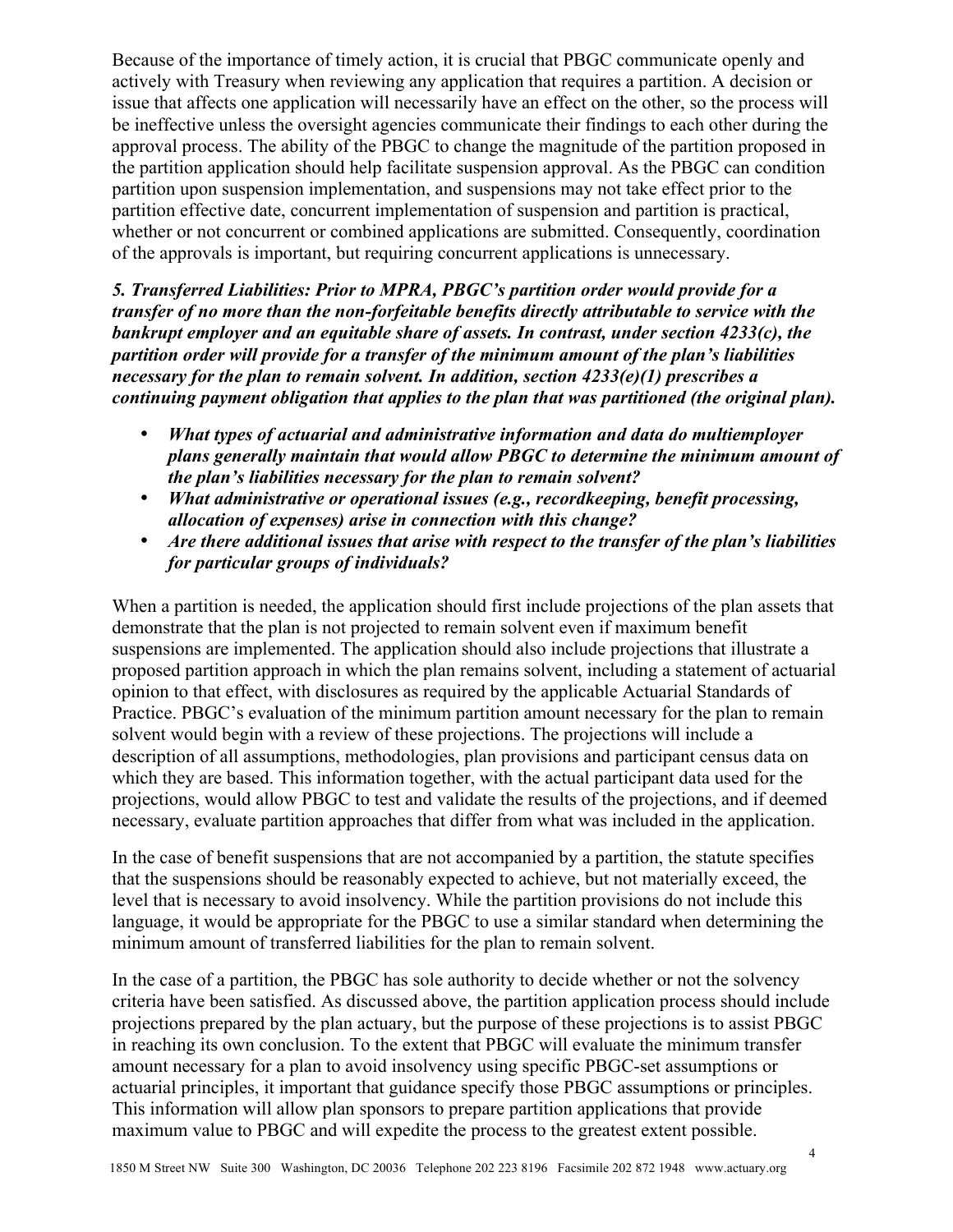Because of the importance of timely action, it is crucial that PBGC communicate openly and actively with Treasury when reviewing any application that requires a partition. A decision or issue that affects one application will necessarily have an effect on the other, so the process will be ineffective unless the oversight agencies communicate their findings to each other during the approval process. The ability of the PBGC to change the magnitude of the partition proposed in the partition application should help facilitate suspension approval. As the PBGC can condition partition upon suspension implementation, and suspensions may not take effect prior to the partition effective date, concurrent implementation of suspension and partition is practical, whether or not concurrent or combined applications are submitted. Consequently, coordination of the approvals is important, but requiring concurrent applications is unnecessary.

***5. Transferred Liabilities: Prior to MPRA, PBGC's partition order would provide for a transfer of no more than the non-forfeitable benefits directly attributable to service with the bankrupt employer and an equitable share of assets. In contrast, under section 4233(c), the partition order will provide for a transfer of the minimum amount of the plan's liabilities necessary for the plan to remain solvent. In addition, section 4233(e)(1) prescribes a continuing payment obligation that applies to the plan that was partitioned (the original plan).***

- ***What types of actuarial and administrative information and data do multiemployer plans generally maintain that would allow PBGC to determine the minimum amount of the plan's liabilities necessary for the plan to remain solvent?***
- ***What administrative or operational issues (e.g., recordkeeping, benefit processing, allocation of expenses) arise in connection with this change?***
- ***Are there additional issues that arise with respect to the transfer of the plan's liabilities for particular groups of individuals?***

When a partition is needed, the application should first include projections of the plan assets that demonstrate that the plan is not projected to remain solvent even if maximum benefit suspensions are implemented. The application should also include projections that illustrate a proposed partition approach in which the plan remains solvent, including a statement of actuarial opinion to that effect, with disclosures as required by the applicable Actuarial Standards of Practice. PBGC's evaluation of the minimum partition amount necessary for the plan to remain solvent would begin with a review of these projections. The projections will include a description of all assumptions, methodologies, plan provisions and participant census data on which they are based. This information together, with the actual participant data used for the projections, would allow PBGC to test and validate the results of the projections, and if deemed necessary, evaluate partition approaches that differ from what was included in the application.

In the case of benefit suspensions that are not accompanied by a partition, the statute specifies that the suspensions should be reasonably expected to achieve, but not materially exceed, the level that is necessary to avoid insolvency. While the partition provisions do not include this language, it would be appropriate for the PBGC to use a similar standard when determining the minimum amount of transferred liabilities for the plan to remain solvent.

In the case of a partition, the PBGC has sole authority to decide whether or not the solvency criteria have been satisfied. As discussed above, the partition application process should include projections prepared by the plan actuary, but the purpose of these projections is to assist PBGC in reaching its own conclusion. To the extent that PBGC will evaluate the minimum transfer amount necessary for a plan to avoid insolvency using specific PBGC-set assumptions or actuarial principles, it important that guidance specify those PBGC assumptions or principles. This information will allow plan sponsors to prepare partition applications that provide maximum value to PBGC and will expedite the process to the greatest extent possible.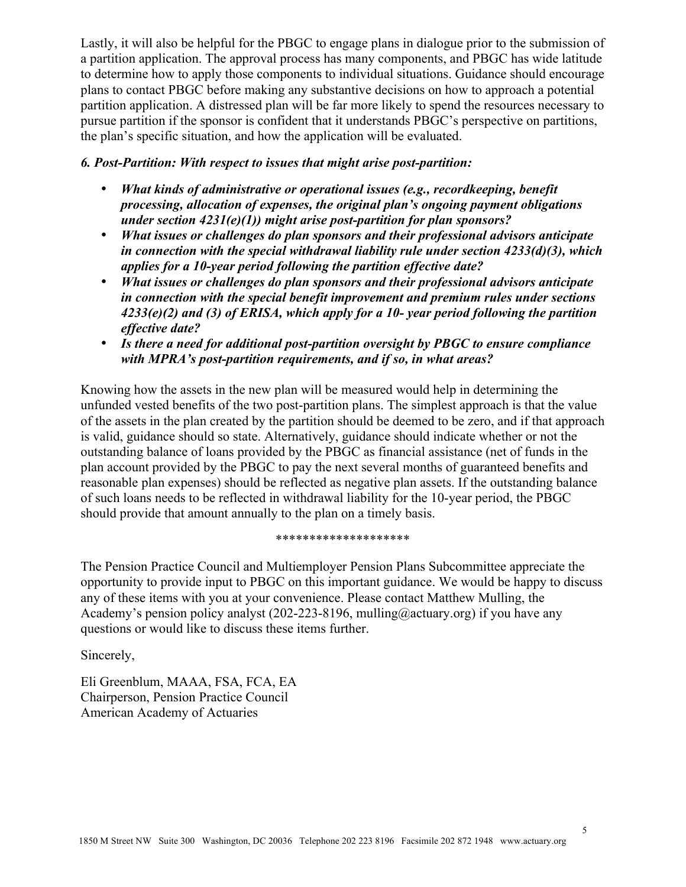Lastly, it will also be helpful for the PBGC to engage plans in dialogue prior to the submission of a partition application. The approval process has many components, and PBGC has wide latitude to determine how to apply those components to individual situations. Guidance should encourage plans to contact PBGC before making any substantive decisions on how to approach a potential partition application. A distressed plan will be far more likely to spend the resources necessary to pursue partition if the sponsor is confident that it understands PBGC's perspective on partitions, the plan's specific situation, and how the application will be evaluated.

***6. Post-Partition: With respect to issues that might arise post-partition:***

- ***What kinds of administrative or operational issues (e.g., recordkeeping, benefit processing, allocation of expenses, the original plan's ongoing payment obligations under section 4231(e)(1)) might arise post-partition for plan sponsors?***
- ***What issues or challenges do plan sponsors and their professional advisors anticipate in connection with the special withdrawal liability rule under section 4233(d)(3), which applies for a 10-year period following the partition effective date?***
- ***What issues or challenges do plan sponsors and their professional advisors anticipate in connection with the special benefit improvement and premium rules under sections 4233(e)(2) and (3) of ERISA, which apply for a 10- year period following the partition effective date?***
- ***Is there a need for additional post-partition oversight by PBGC to ensure compliance with MPRA's post-partition requirements, and if so, in what areas?***

Knowing how the assets in the new plan will be measured would help in determining the unfunded vested benefits of the two post-partition plans. The simplest approach is that the value of the assets in the plan created by the partition should be deemed to be zero, and if that approach is valid, guidance should so state. Alternatively, guidance should indicate whether or not the outstanding balance of loans provided by the PBGC as financial assistance (net of funds in the plan account provided by the PBGC to pay the next several months of guaranteed benefits and reasonable plan expenses) should be reflected as negative plan assets. If the outstanding balance of such loans needs to be reflected in withdrawal liability for the 10-year period, the PBGC should provide that amount annually to the plan on a timely basis.

*******************

The Pension Practice Council and Multiemployer Pension Plans Subcommittee appreciate the opportunity to provide input to PBGC on this important guidance. We would be happy to discuss any of these items with you at your convenience. Please contact Matthew Mulling, the Academy's pension policy analyst (202-223-8196, mulling@actuary.org) if you have any questions or would like to discuss these items further.

Sincerely,

Eli Greenblum, MAAA, FSA, FCA, EA
Chairperson, Pension Practice Council
American Academy of Actuaries